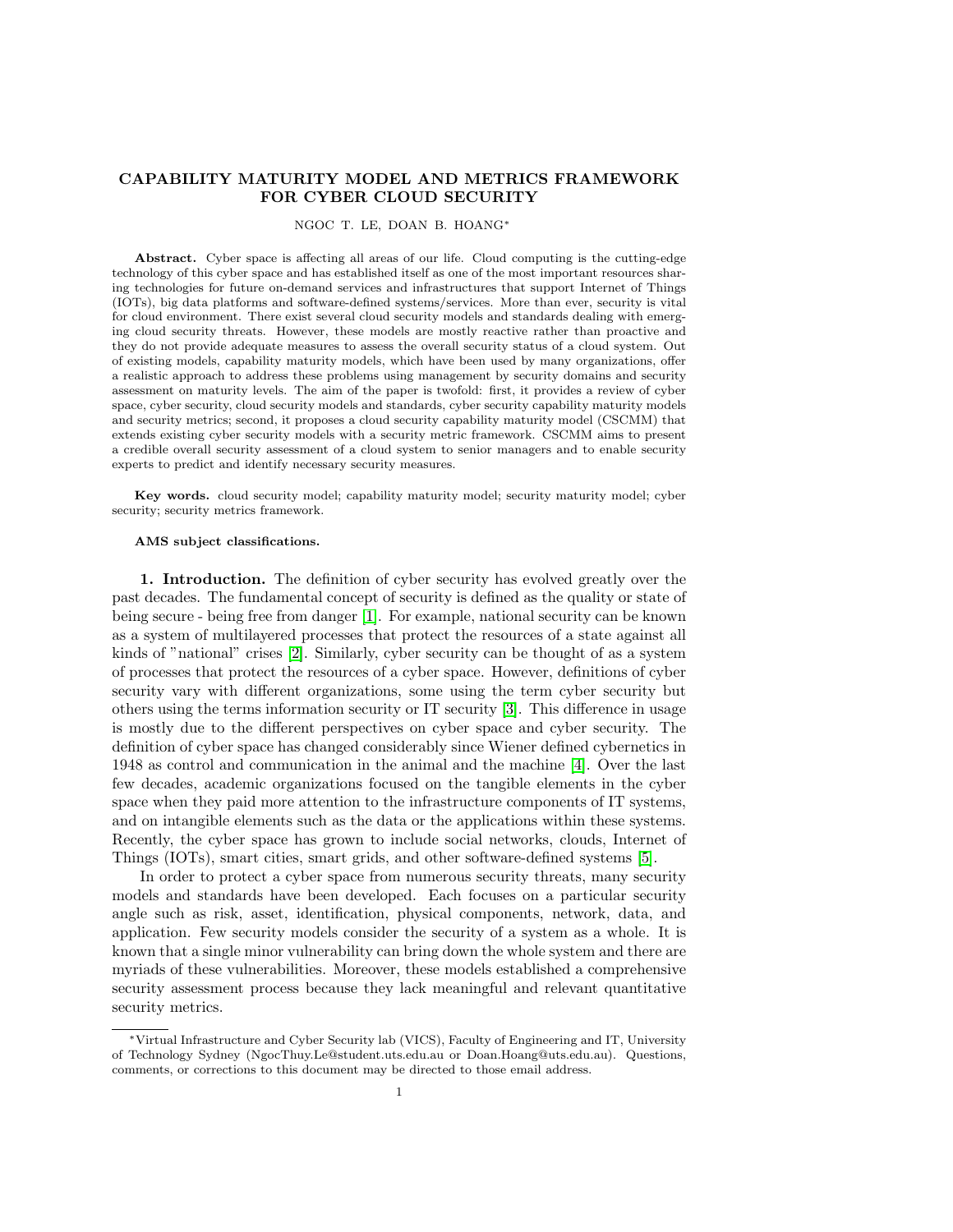# CAPABILITY MATURITY MODEL AND METRICS FRAMEWORK FOR CYBER CLOUD SECURITY

NGOC T. LE, DOAN B. HOANG*

**Abstract.** Cyber space is affecting all areas of our life. Cloud computing is the cutting-edge technology of this cyber space and has established itself as one of the most important resources sharing technologies for future on-demand services and infrastructures that support Internet of Things (IOTs), big data platforms and software-defined systems/services. More than ever, security is vital for cloud environment. There exist several cloud security models and standards dealing with emerging cloud security threats. However, these models are mostly reactive rather than proactive and they do not provide adequate measures to assess the overall security status of a cloud system. Out of existing models, capability maturity models, which have been used by many organizations, offer a realistic approach to address these problems using management by security domains and security assessment on maturity levels. The aim of the paper is twofold: first, it provides a review of cyber space, cyber security, cloud security models and standards, cyber security capability maturity models and security metrics; second, it proposes a cloud security capability maturity model (CSCMM) that extends existing cyber security models with a security metric framework. CSCMM aims to present a credible overall security assessment of a cloud system to senior managers and to enable security experts to predict and identify necessary security measures.

**Key words.** cloud security model; capability maturity model; security maturity model; cyber security; security metrics framework.

**AMS subject classifications.**

## 1. Introduction.

The definition of cyber security has evolved greatly over the past decades. The fundamental concept of security is defined as the quality or state of being secure - being free from danger [1]. For example, national security can be known as a system of multilayered processes that protect the resources of a state against all kinds of "national" crises [2]. Similarly, cyber security can be thought of as a system of processes that protect the resources of a cyber space. However, definitions of cyber security vary with different organizations, some using the term cyber security but others using the terms information security or IT security [3]. This difference in usage is mostly due to the different perspectives on cyber space and cyber security. The definition of cyber space has changed considerably since Wiener defined cybernetics in 1948 as control and communication in the animal and the machine [4]. Over the last few decades, academic organizations focused on the tangible elements in the cyber space when they paid more attention to the infrastructure components of IT systems, and on intangible elements such as the data or the applications within these systems. Recently, the cyber space has grown to include social networks, clouds, Internet of Things (IOTs), smart cities, smart grids, and other software-defined systems [5].

In order to protect a cyber space from numerous security threats, many security models and standards have been developed. Each focuses on a particular security angle such as risk, asset, identification, physical components, network, data, and application. Few security models consider the security of a system as a whole. It is known that a single minor vulnerability can bring down the whole system and there are myriads of these vulnerabilities. Moreover, these models established a comprehensive security assessment process because they lack meaningful and relevant quantitative security metrics.

---

*Virtual Infrastructure and Cyber Security lab (VICS), Faculty of Engineering and IT, University of Technology Sydney (NgocThuy.Le@student.uts.edu.au or Doan.Hoang@uts.edu.au). Questions, comments, or corrections to this document may be directed to those email address.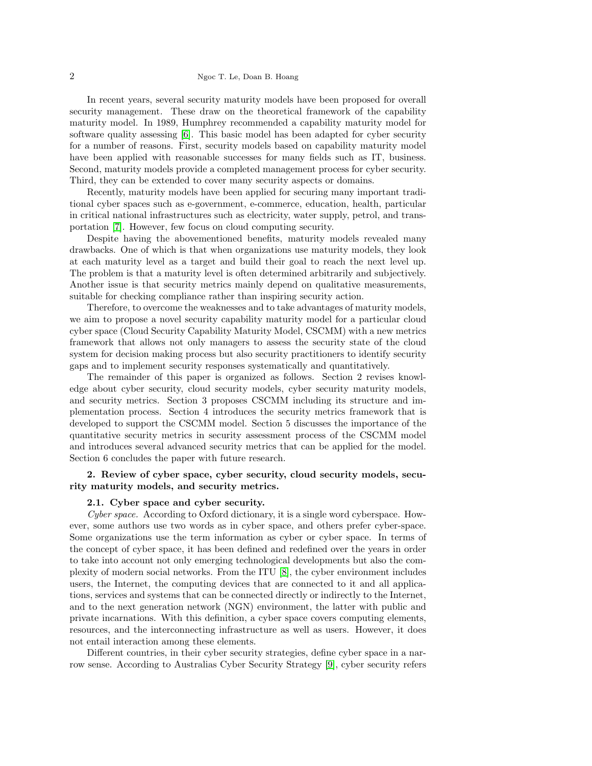In recent years, several security maturity models have been proposed for overall security management. These draw on the theoretical framework of the capability maturity model. In 1989, Humphrey recommended a capability maturity model for software quality assessing [6]. This basic model has been adapted for cyber security for a number of reasons. First, security models based on capability maturity model have been applied with reasonable successes for many fields such as IT, business. Second, maturity models provide a completed management process for cyber security. Third, they can be extended to cover many security aspects or domains.

Recently, maturity models have been applied for securing many important traditional cyber spaces such as e-government, e-commerce, education, health, particular in critical national infrastructures such as electricity, water supply, petrol, and transportation [7]. However, few focus on cloud computing security.

Despite having the abovementioned benefits, maturity models revealed many drawbacks. One of which is that when organizations use maturity models, they look at each maturity level as a target and build their goal to reach the next level up. The problem is that a maturity level is often determined arbitrarily and subjectively. Another issue is that security metrics mainly depend on qualitative measurements, suitable for checking compliance rather than inspiring security action.

Therefore, to overcome the weaknesses and to take advantages of maturity models, we aim to propose a novel security capability maturity model for a particular cloud cyber space (Cloud Security Capability Maturity Model, CSCMM) with a new metrics framework that allows not only managers to assess the security state of the cloud system for decision making process but also security practitioners to identify security gaps and to implement security responses systematically and quantitatively.

The remainder of this paper is organized as follows. Section 2 revises knowledge about cyber security, cloud security models, cyber security maturity models, and security metrics. Section 3 proposes CSCMM including its structure and implementation process. Section 4 introduces the security metrics framework that is developed to support the CSCMM model. Section 5 discusses the importance of the quantitative security metrics in security assessment process of the CSCMM model and introduces several advanced security metrics that can be applied for the model. Section 6 concludes the paper with future research.

## 2. Review of cyber space, cyber security, cloud security models, security maturity models, and security metrics.

### 2.1. Cyber space and cyber security.

*Cyber space.* According to Oxford dictionary, it is a single word cyberspace. However, some authors use two words as in cyber space, and others prefer cyber-space. Some organizations use the term information as cyber or cyber space. In terms of the concept of cyber space, it has been defined and redefined over the years in order to take into account not only emerging technological developments but also the complexity of modern social networks. From the ITU [8], the cyber environment includes users, the Internet, the computing devices that are connected to it and all applications, services and systems that can be connected directly or indirectly to the Internet, and to the next generation network (NGN) environment, the latter with public and private incarnations. With this definition, a cyber space covers computing elements, resources, and the interconnecting infrastructure as well as users. However, it does not entail interaction among these elements.

Different countries, in their cyber security strategies, define cyber space in a narrow sense. According to Australias Cyber Security Strategy [9], cyber security refers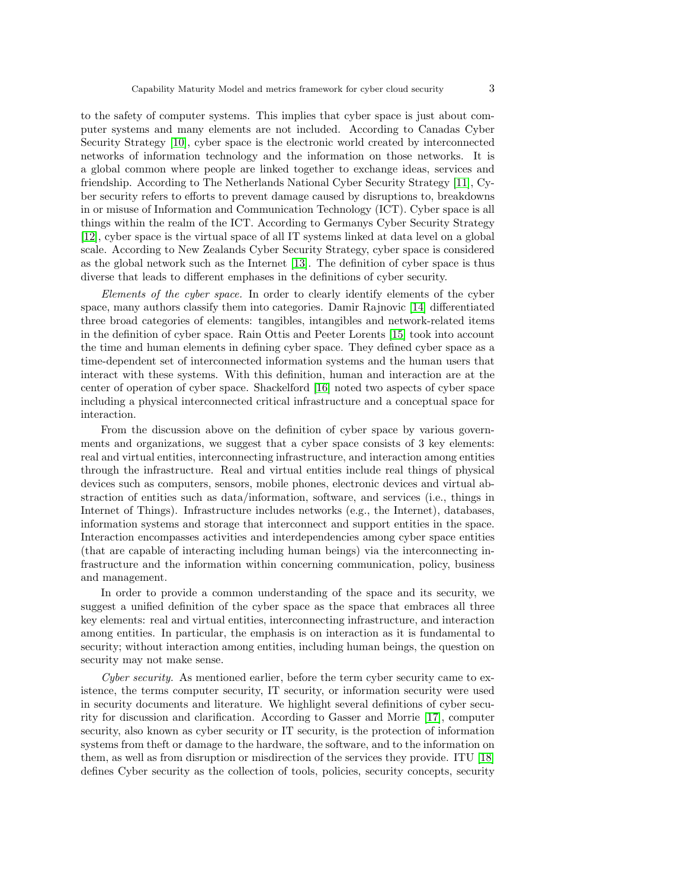to the safety of computer systems. This implies that cyber space is just about computer systems and many elements are not included. According to Canadas Cyber Security Strategy [10], cyber space is the electronic world created by interconnected networks of information technology and the information on those networks. It is a global common where people are linked together to exchange ideas, services and friendship. According to The Netherlands National Cyber Security Strategy [11], Cyber security refers to efforts to prevent damage caused by disruptions to, breakdowns in or misuse of Information and Communication Technology (ICT). Cyber space is all things within the realm of the ICT. According to Germanys Cyber Security Strategy [12], cyber space is the virtual space of all IT systems linked at data level on a global scale. According to New Zealands Cyber Security Strategy, cyber space is considered as the global network such as the Internet [13]. The definition of cyber space is thus diverse that leads to different emphases in the definitions of cyber security.

*Elements of the cyber space.* In order to clearly identify elements of the cyber space, many authors classify them into categories. Damir Rajnovic [14] differentiated three broad categories of elements: tangibles, intangibles and network-related items in the definition of cyber space. Rain Ottis and Peeter Lorents [15] took into account the time and human elements in defining cyber space. They defined cyber space as a time-dependent set of interconnected information systems and the human users that interact with these systems. With this definition, human and interaction are at the center of operation of cyber space. Shackelford [16] noted two aspects of cyber space including a physical interconnected critical infrastructure and a conceptual space for interaction.

From the discussion above on the definition of cyber space by various governments and organizations, we suggest that a cyber space consists of 3 key elements: real and virtual entities, interconnecting infrastructure, and interaction among entities through the infrastructure. Real and virtual entities include real things of physical devices such as computers, sensors, mobile phones, electronic devices and virtual abstraction of entities such as data/information, software, and services (i.e., things in Internet of Things). Infrastructure includes networks (e.g., the Internet), databases, information systems and storage that interconnect and support entities in the space. Interaction encompasses activities and interdependencies among cyber space entities (that are capable of interacting including human beings) via the interconnecting infrastructure and the information within concerning communication, policy, business and management.

In order to provide a common understanding of the space and its security, we suggest a unified definition of the cyber space as the space that embraces all three key elements: real and virtual entities, interconnecting infrastructure, and interaction among entities. In particular, the emphasis is on interaction as it is fundamental to security; without interaction among entities, including human beings, the question on security may not make sense.

*Cyber security.* As mentioned earlier, before the term cyber security came to existence, the terms computer security, IT security, or information security were used in security documents and literature. We highlight several definitions of cyber security for discussion and clarification. According to Gasser and Morrie [17], computer security, also known as cyber security or IT security, is the protection of information systems from theft or damage to the hardware, the software, and to the information on them, as well as from disruption or misdirection of the services they provide. ITU [18] defines Cyber security as the collection of tools, policies, security concepts, security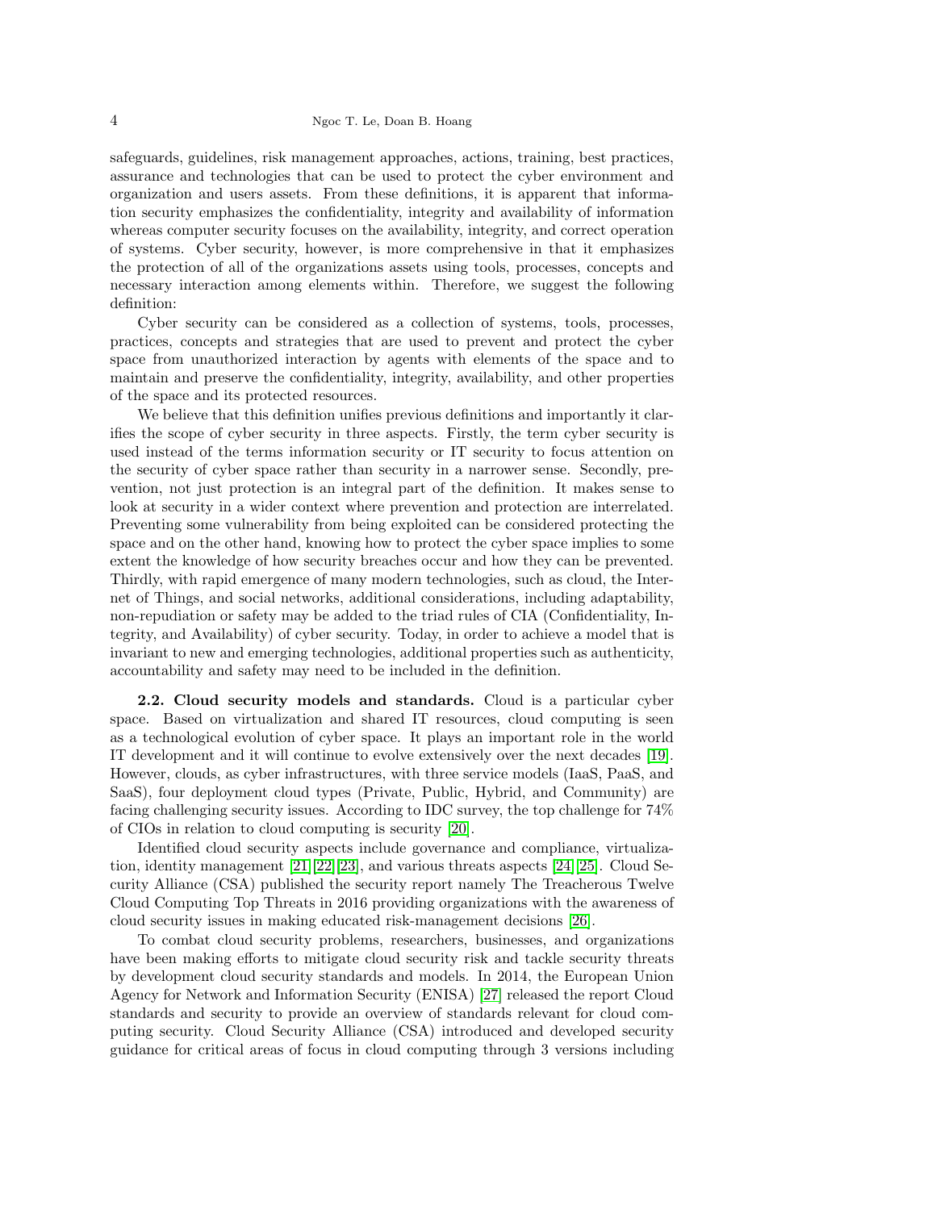safeguards, guidelines, risk management approaches, actions, training, best practices, assurance and technologies that can be used to protect the cyber environment and organization and users assets. From these definitions, it is apparent that information security emphasizes the confidentiality, integrity and availability of information whereas computer security focuses on the availability, integrity, and correct operation of systems. Cyber security, however, is more comprehensive in that it emphasizes the protection of all of the organizations assets using tools, processes, concepts and necessary interaction among elements within. Therefore, we suggest the following definition:

Cyber security can be considered as a collection of systems, tools, processes, practices, concepts and strategies that are used to prevent and protect the cyber space from unauthorized interaction by agents with elements of the space and to maintain and preserve the confidentiality, integrity, availability, and other properties of the space and its protected resources.

We believe that this definition unifies previous definitions and importantly it clarifies the scope of cyber security in three aspects. Firstly, the term cyber security is used instead of the terms information security or IT security to focus attention on the security of cyber space rather than security in a narrower sense. Secondly, prevention, not just protection is an integral part of the definition. It makes sense to look at security in a wider context where prevention and protection are interrelated. Preventing some vulnerability from being exploited can be considered protecting the space and on the other hand, knowing how to protect the cyber space implies to some extent the knowledge of how security breaches occur and how they can be prevented. Thirdly, with rapid emergence of many modern technologies, such as cloud, the Internet of Things, and social networks, additional considerations, including adaptability, non-repudiation or safety may be added to the triad rules of CIA (Confidentiality, Integrity, and Availability) of cyber security. Today, in order to achieve a model that is invariant to new and emerging technologies, additional properties such as authenticity, accountability and safety may need to be included in the definition.

**2.2. Cloud security models and standards.** Cloud is a particular cyber space. Based on virtualization and shared IT resources, cloud computing is seen as a technological evolution of cyber space. It plays an important role in the world IT development and it will continue to evolve extensively over the next decades [19]. However, clouds, as cyber infrastructures, with three service models (IaaS, PaaS, and SaaS), four deployment cloud types (Private, Public, Hybrid, and Community) are facing challenging security issues. According to IDC survey, the top challenge for 74% of CIOs in relation to cloud computing is security [20].

Identified cloud security aspects include governance and compliance, virtualization, identity management [21][22][23], and various threats aspects [24][25]. Cloud Security Alliance (CSA) published the security report namely The Treacherous Twelve Cloud Computing Top Threats in 2016 providing organizations with the awareness of cloud security issues in making educated risk-management decisions [26].

To combat cloud security problems, researchers, businesses, and organizations have been making efforts to mitigate cloud security risk and tackle security threats by development cloud security standards and models. In 2014, the European Union Agency for Network and Information Security (ENISA) [27] released the report Cloud standards and security to provide an overview of standards relevant for cloud computing security. Cloud Security Alliance (CSA) introduced and developed security guidance for critical areas of focus in cloud computing through 3 versions including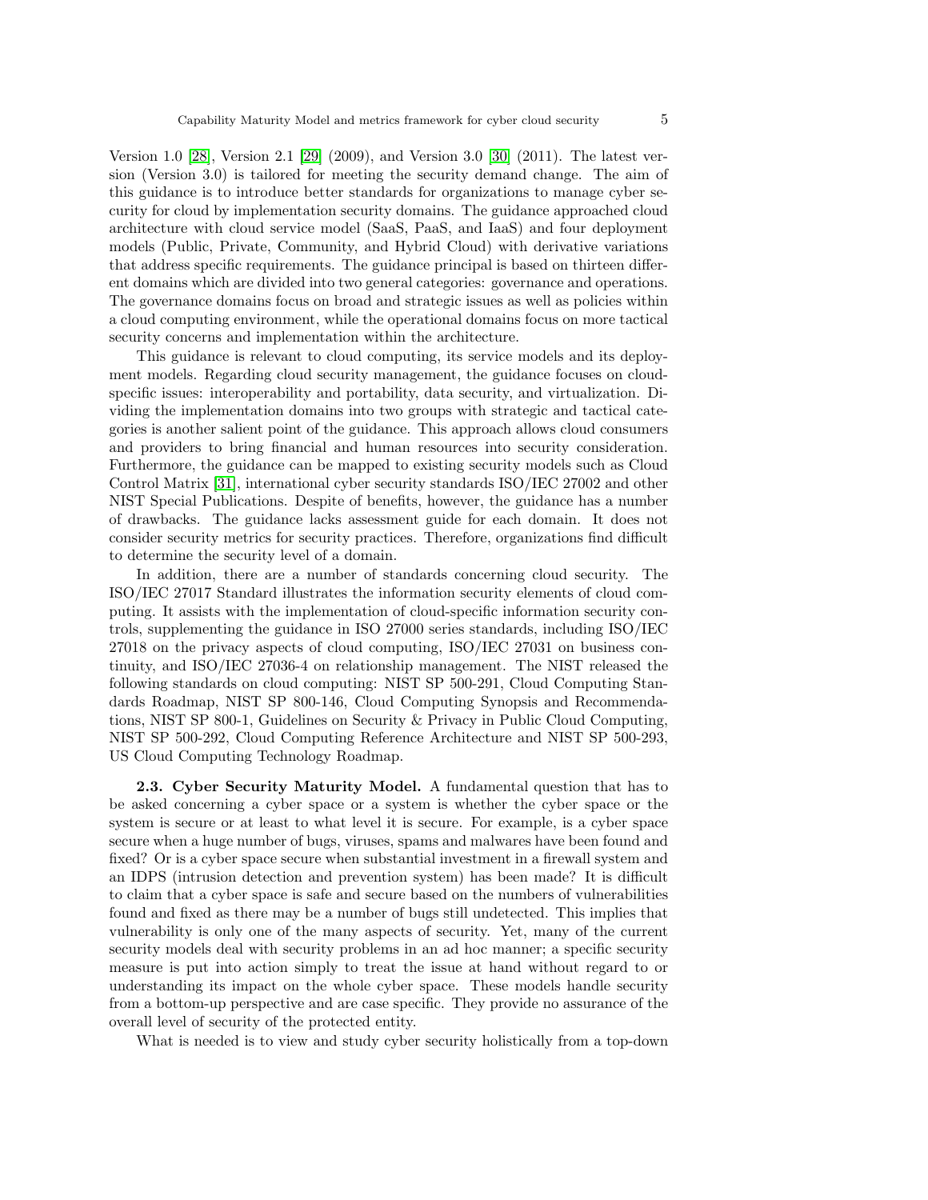Version 1.0 [28], Version 2.1 [29] (2009), and Version 3.0 [30] (2011). The latest version (Version 3.0) is tailored for meeting the security demand change. The aim of this guidance is to introduce better standards for organizations to manage cyber security for cloud by implementation security domains. The guidance approached cloud architecture with cloud service model (SaaS, PaaS, and IaaS) and four deployment models (Public, Private, Community, and Hybrid Cloud) with derivative variations that address specific requirements. The guidance principal is based on thirteen different domains which are divided into two general categories: governance and operations. The governance domains focus on broad and strategic issues as well as policies within a cloud computing environment, while the operational domains focus on more tactical security concerns and implementation within the architecture.

This guidance is relevant to cloud computing, its service models and its deployment models. Regarding cloud security management, the guidance focuses on cloud-specific issues: interoperability and portability, data security, and virtualization. Dividing the implementation domains into two groups with strategic and tactical categories is another salient point of the guidance. This approach allows cloud consumers and providers to bring financial and human resources into security consideration. Furthermore, the guidance can be mapped to existing security models such as Cloud Control Matrix [31], international cyber security standards ISO/IEC 27002 and other NIST Special Publications. Despite of benefits, however, the guidance has a number of drawbacks. The guidance lacks assessment guide for each domain. It does not consider security metrics for security practices. Therefore, organizations find difficult to determine the security level of a domain.

In addition, there are a number of standards concerning cloud security. The ISO/IEC 27017 Standard illustrates the information security elements of cloud computing. It assists with the implementation of cloud-specific information security controls, supplementing the guidance in ISO 27000 series standards, including ISO/IEC 27018 on the privacy aspects of cloud computing, ISO/IEC 27031 on business continuity, and ISO/IEC 27036-4 on relationship management. The NIST released the following standards on cloud computing: NIST SP 500-291, Cloud Computing Standards Roadmap, NIST SP 800-146, Cloud Computing Synopsis and Recommendations, NIST SP 800-1, Guidelines on Security & Privacy in Public Cloud Computing, NIST SP 500-292, Cloud Computing Reference Architecture and NIST SP 500-293, US Cloud Computing Technology Roadmap.

**2.3. Cyber Security Maturity Model.** A fundamental question that has to be asked concerning a cyber space or a system is whether the cyber space or the system is secure or at least to what level it is secure. For example, is a cyber space secure when a huge number of bugs, viruses, spams and malwares have been found and fixed? Or is a cyber space secure when substantial investment in a firewall system and an IDPS (intrusion detection and prevention system) has been made? It is difficult to claim that a cyber space is safe and secure based on the numbers of vulnerabilities found and fixed as there may be a number of bugs still undetected. This implies that vulnerability is only one of the many aspects of security. Yet, many of the current security models deal with security problems in an ad hoc manner; a specific security measure is put into action simply to treat the issue at hand without regard to or understanding its impact on the whole cyber space. These models handle security from a bottom-up perspective and are case specific. They provide no assurance of the overall level of security of the protected entity.

What is needed is to view and study cyber security holistically from a top-down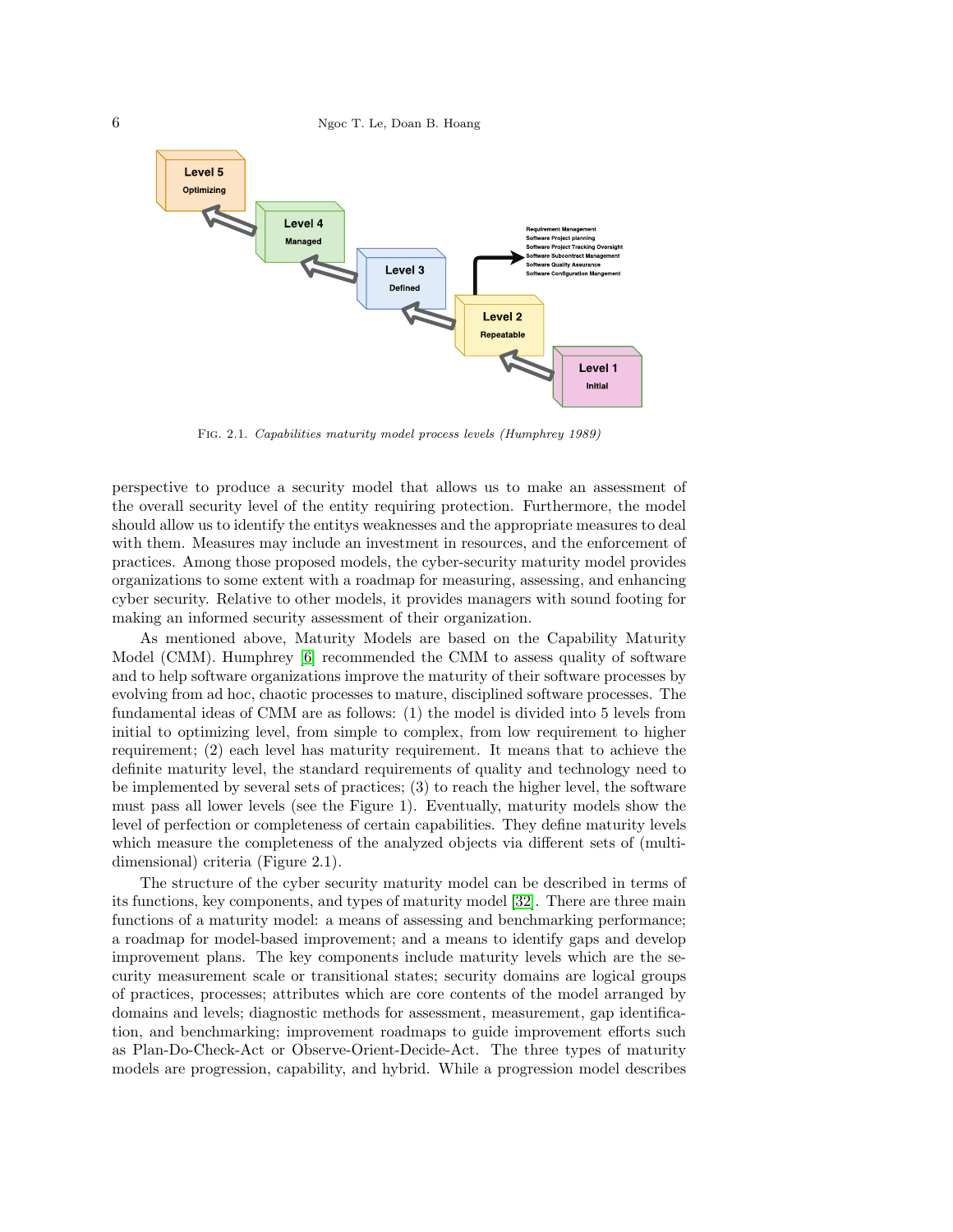Level 5
Optimizing

Level 4
Managed

Level 3
Defined

Level 2
Repeatable

Level 1
Initial

Requirement Management
Software Project planning
Software Project Tracking Oversight
Software Subcontract Management
Software Quality Assurance
Software Configuration Mangement

Fig. 2.1. *Capabilities maturity model process levels (Humphrey 1989)*

perspective to produce a security model that allows us to make an assessment of the overall security level of the entity requiring protection. Furthermore, the model should allow us to identify the entitys weaknesses and the appropriate measures to deal with them. Measures may include an investment in resources, and the enforcement of practices. Among those proposed models, the cyber-security maturity model provides organizations to some extent with a roadmap for measuring, assessing, and enhancing cyber security. Relative to other models, it provides managers with sound footing for making an informed security assessment of their organization.

As mentioned above, Maturity Models are based on the Capability Maturity Model (CMM). Humphrey [6] recommended the CMM to assess quality of software and to help software organizations improve the maturity of their software processes by evolving from ad hoc, chaotic processes to mature, disciplined software processes. The fundamental ideas of CMM are as follows: (1) the model is divided into 5 levels from initial to optimizing level, from simple to complex, from low requirement to higher requirement; (2) each level has maturity requirement. It means that to achieve the definite maturity level, the standard requirements of quality and technology need to be implemented by several sets of practices; (3) to reach the higher level, the software must pass all lower levels (see the Figure 1). Eventually, maturity models show the level of perfection or completeness of certain capabilities. They define maturity levels which measure the completeness of the analyzed objects via different sets of (multi-dimensional) criteria (Figure 2.1).

The structure of the cyber security maturity model can be described in terms of its functions, key components, and types of maturity model [32]. There are three main functions of a maturity model: a means of assessing and benchmarking performance; a roadmap for model-based improvement; and a means to identify gaps and develop improvement plans. The key components include maturity levels which are the security measurement scale or transitional states; security domains are logical groups of practices, processes; attributes which are core contents of the model arranged by domains and levels; diagnostic methods for assessment, measurement, gap identification, and benchmarking; improvement roadmaps to guide improvement efforts such as Plan-Do-Check-Act or Observe-Orient-Decide-Act. The three types of maturity models are progression, capability, and hybrid. While a progression model describes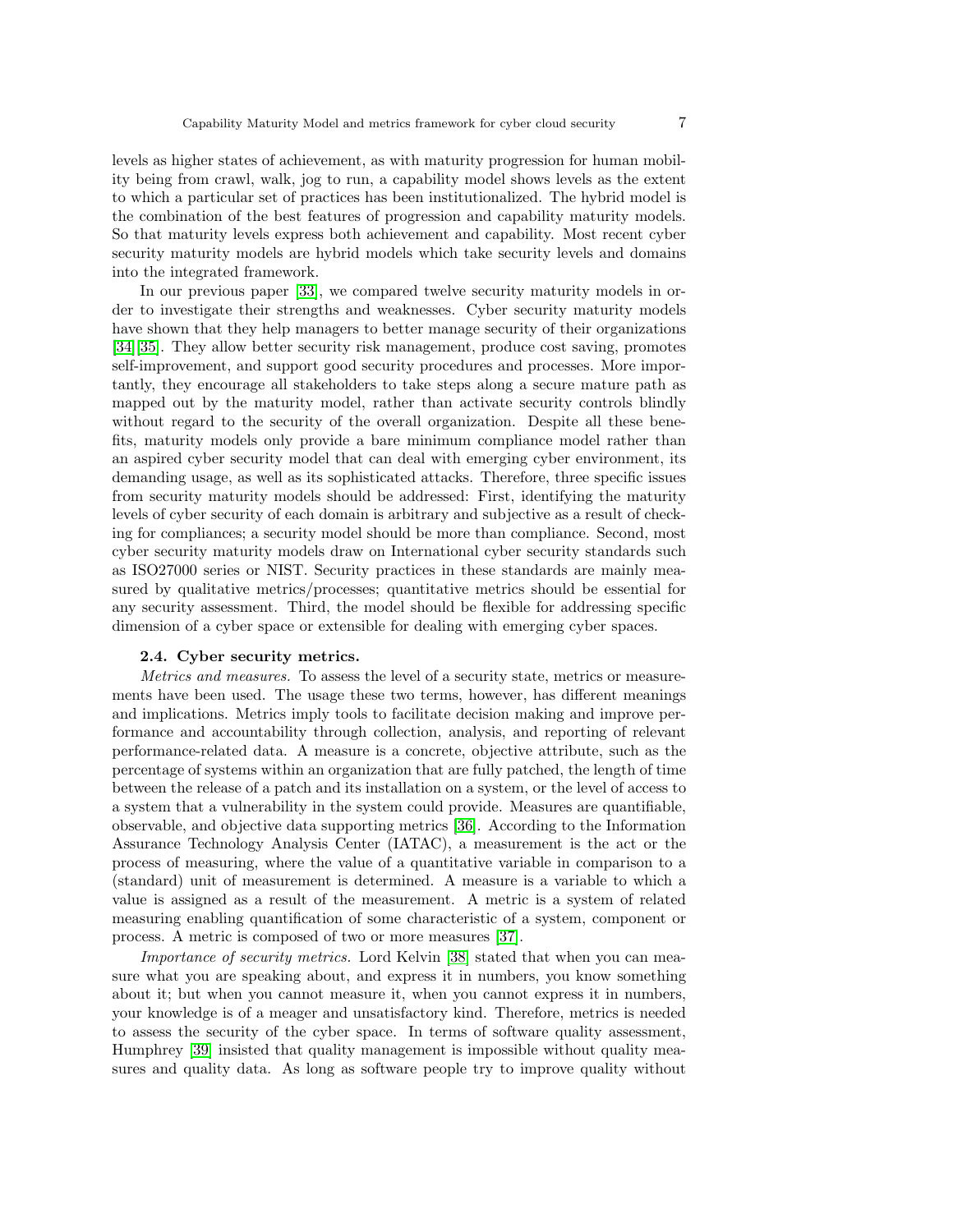levels as higher states of achievement, as with maturity progression for human mobility being from crawl, walk, jog to run, a capability model shows levels as the extent to which a particular set of practices has been institutionalized. The hybrid model is the combination of the best features of progression and capability maturity models. So that maturity levels express both achievement and capability. Most recent cyber security maturity models are hybrid models which take security levels and domains into the integrated framework.

In our previous paper [33], we compared twelve security maturity models in order to investigate their strengths and weaknesses. Cyber security maturity models have shown that they help managers to better manage security of their organizations [34][35]. They allow better security risk management, produce cost saving, promotes self-improvement, and support good security procedures and processes. More importantly, they encourage all stakeholders to take steps along a secure mature path as mapped out by the maturity model, rather than activate security controls blindly without regard to the security of the overall organization. Despite all these benefits, maturity models only provide a bare minimum compliance model rather than an aspired cyber security model that can deal with emerging cyber environment, its demanding usage, as well as its sophisticated attacks. Therefore, three specific issues from security maturity models should be addressed: First, identifying the maturity levels of cyber security of each domain is arbitrary and subjective as a result of checking for compliances; a security model should be more than compliance. Second, most cyber security maturity models draw on International cyber security standards such as ISO27000 series or NIST. Security practices in these standards are mainly measured by qualitative metrics/processes; quantitative metrics should be essential for any security assessment. Third, the model should be flexible for addressing specific dimension of a cyber space or extensible for dealing with emerging cyber spaces.

### 2.4. Cyber security metrics.

*Metrics and measures.* To assess the level of a security state, metrics or measurements have been used. The usage these two terms, however, has different meanings and implications. Metrics imply tools to facilitate decision making and improve performance and accountability through collection, analysis, and reporting of relevant performance-related data. A measure is a concrete, objective attribute, such as the percentage of systems within an organization that are fully patched, the length of time between the release of a patch and its installation on a system, or the level of access to a system that a vulnerability in the system could provide. Measures are quantifiable, observable, and objective data supporting metrics [36]. According to the Information Assurance Technology Analysis Center (IATAC), a measurement is the act or the process of measuring, where the value of a quantitative variable in comparison to a (standard) unit of measurement is determined. A measure is a variable to which a value is assigned as a result of the measurement. A metric is a system of related measuring enabling quantification of some characteristic of a system, component or process. A metric is composed of two or more measures [37].

*Importance of security metrics.* Lord Kelvin [38] stated that when you can measure what you are speaking about, and express it in numbers, you know something about it; but when you cannot measure it, when you cannot express it in numbers, your knowledge is of a meager and unsatisfactory kind. Therefore, metrics is needed to assess the security of the cyber space. In terms of software quality assessment, Humphrey [39] insisted that quality management is impossible without quality measures and quality data. As long as software people try to improve quality without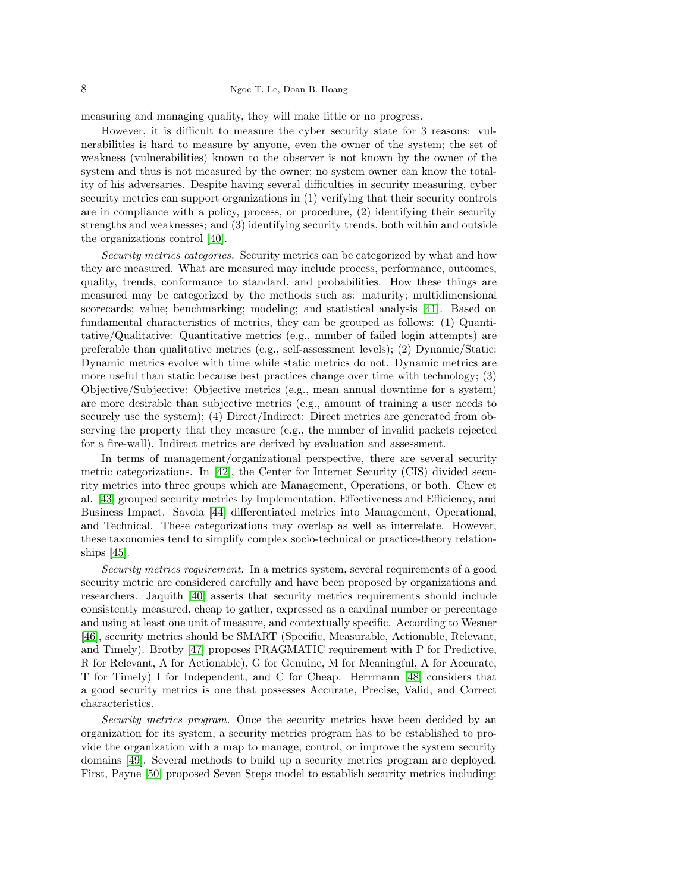measuring and managing quality, they will make little or no progress.

However, it is difficult to measure the cyber security state for 3 reasons: vulnerabilities is hard to measure by anyone, even the owner of the system; the set of weakness (vulnerabilities) known to the observer is not known by the owner of the system and thus is not measured by the owner; no system owner can know the totality of his adversaries. Despite having several difficulties in security measuring, cyber security metrics can support organizations in (1) verifying that their security controls are in compliance with a policy, process, or procedure, (2) identifying their security strengths and weaknesses; and (3) identifying security trends, both within and outside the organizations control [40].

*Security metrics categories.* Security metrics can be categorized by what and how they are measured. What are measured may include process, performance, outcomes, quality, trends, conformance to standard, and probabilities. How these things are measured may be categorized by the methods such as: maturity; multidimensional scorecards; value; benchmarking; modeling; and statistical analysis [41]. Based on fundamental characteristics of metrics, they can be grouped as follows: (1) Quantitative/Qualitative: Quantitative metrics (e.g., number of failed login attempts) are preferable than qualitative metrics (e.g., self-assessment levels); (2) Dynamic/Static: Dynamic metrics evolve with time while static metrics do not. Dynamic metrics are more useful than static because best practices change over time with technology; (3) Objective/Subjective: Objective metrics (e.g., mean annual downtime for a system) are more desirable than subjective metrics (e.g., amount of training a user needs to securely use the system); (4) Direct/Indirect: Direct metrics are generated from observing the property that they measure (e.g., the number of invalid packets rejected for a fire-wall). Indirect metrics are derived by evaluation and assessment.

In terms of management/organizational perspective, there are several security metric categorizations. In [42], the Center for Internet Security (CIS) divided security metrics into three groups which are Management, Operations, or both. Chew et al. [43] grouped security metrics by Implementation, Effectiveness and Efficiency, and Business Impact. Savola [44] differentiated metrics into Management, Operational, and Technical. These categorizations may overlap as well as interrelate. However, these taxonomies tend to simplify complex socio-technical or practice-theory relationships [45].

*Security metrics requirement.* In a metrics system, several requirements of a good security metric are considered carefully and have been proposed by organizations and researchers. Jaquith [40] asserts that security metrics requirements should include consistently measured, cheap to gather, expressed as a cardinal number or percentage and using at least one unit of measure, and contextually specific. According to Wesner [46], security metrics should be SMART (Specific, Measurable, Actionable, Relevant, and Timely). Brotby [47] proposes PRAGMATIC requirement with P for Predictive, R for Relevant, A for Actionable), G for Genuine, M for Meaningful, A for Accurate, T for Timely) I for Independent, and C for Cheap. Herrmann [48] considers that a good security metrics is one that possesses Accurate, Precise, Valid, and Correct characteristics.

*Security metrics program.* Once the security metrics have been decided by an organization for its system, a security metrics program has to be established to provide the organization with a map to manage, control, or improve the system security domains [49]. Several methods to build up a security metrics program are deployed. First, Payne [50] proposed Seven Steps model to establish security metrics including: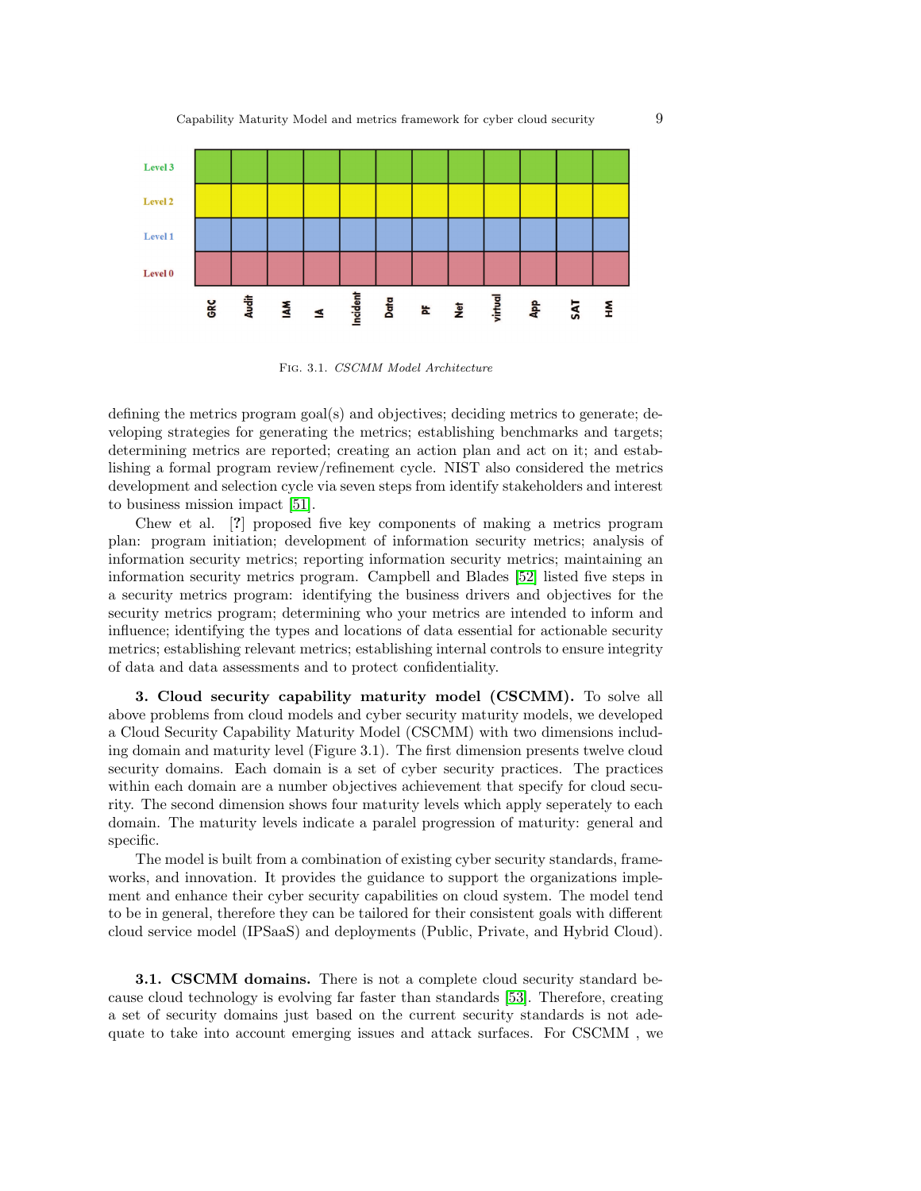| | GRC | Audit | IAM | IA | Incident | Data | PF | Net | virtual | App | SAT | HM |
|---|---|---|---|---|---|---|---|---|---|---|---|---|
| Level 3 | | | | | | | | | | | | |
| Level 2 | | | | | | | | | | | | |
| Level 1 | | | | | | | | | | | | |
| Level 0 | | | | | | | | | | | | |

Fig. 3.1. *CSCMM Model Architecture*

defining the metrics program goal(s) and objectives; deciding metrics to generate; developing strategies for generating the metrics; establishing benchmarks and targets; determining metrics are reported; creating an action plan and act on it; and establishing a formal program review/refinement cycle. NIST also considered the metrics development and selection cycle via seven steps from identify stakeholders and interest to business mission impact [51].

Chew et al. [**?**] proposed five key components of making a metrics program plan: program initiation; development of information security metrics; analysis of information security metrics; reporting information security metrics; maintaining an information security metrics program. Campbell and Blades [52] listed five steps in a security metrics program: identifying the business drivers and objectives for the security metrics program; determining who your metrics are intended to inform and influence; identifying the types and locations of data essential for actionable security metrics; establishing relevant metrics; establishing internal controls to ensure integrity of data and data assessments and to protect confidentiality.

**3. Cloud security capability maturity model (CSCMM).** To solve all above problems from cloud models and cyber security maturity models, we developed a Cloud Security Capability Maturity Model (CSCMM) with two dimensions including domain and maturity level (Figure 3.1). The first dimension presents twelve cloud security domains. Each domain is a set of cyber security practices. The practices within each domain are a number objectives achievement that specify for cloud security. The second dimension shows four maturity levels which apply seperately to each domain. The maturity levels indicate a paralel progression of maturity: general and specific.

The model is built from a combination of existing cyber security standards, frameworks, and innovation. It provides the guidance to support the organizations implement and enhance their cyber security capabilities on cloud system. The model tend to be in general, therefore they can be tailored for their consistent goals with different cloud service model (IPSaaS) and deployments (Public, Private, and Hybrid Cloud).

**3.1. CSCMM domains.** There is not a complete cloud security standard because cloud technology is evolving far faster than standards [53]. Therefore, creating a set of security domains just based on the current security standards is not adequate to take into account emerging issues and attack surfaces. For CSCMM , we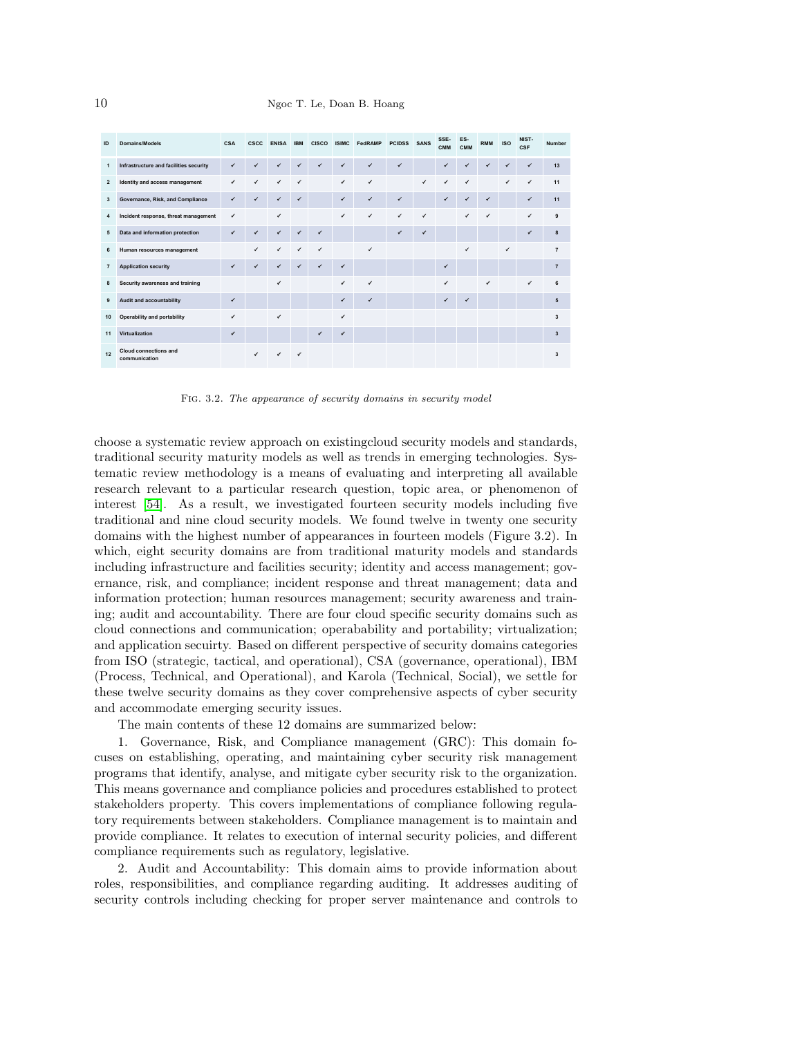| ID | Domains/Models | CSA | CSCC | ENISA | IBM | CISCO | ISIMC | FedRAMP | PCIDSS | SANS | SSE-CMM | ES-CMM | RMM | ISO | NIST-CSF | Number |
|---|---|---|---|---|---|---|---|---|---|---|---|---|---|---|---|---|
| 1 | Infrastructure and facilities security | ✓ | ✓ | ✓ | ✓ | ✓ | ✓ | ✓ | ✓ | | ✓ | ✓ | ✓ | ✓ | ✓ | 13 |
| 2 | Identity and access management | ✓ | ✓ | ✓ | ✓ | | ✓ | ✓ | | ✓ | ✓ | ✓ | | ✓ | ✓ | 11 |
| 3 | Governance, Risk, and Compliance | ✓ | ✓ | ✓ | ✓ | | ✓ | ✓ | ✓ | | ✓ | ✓ | ✓ | | ✓ | 11 |
| 4 | Incident response, threat management | ✓ | | ✓ | | | ✓ | ✓ | ✓ | ✓ | | ✓ | ✓ | | ✓ | 9 |
| 5 | Data and information protection | ✓ | ✓ | ✓ | ✓ | ✓ | | | ✓ | ✓ | | | | | ✓ | 8 |
| 6 | Human resources management | | ✓ | ✓ | ✓ | ✓ | | ✓ | | | | ✓ | | ✓ | | 7 |
| 7 | Application security | ✓ | ✓ | ✓ | ✓ | ✓ | ✓ | | | | ✓ | | | | | 7 |
| 8 | Security awareness and training | | | ✓ | | | ✓ | ✓ | | | ✓ | | ✓ | | ✓ | 6 |
| 9 | Audit and accountability | ✓ | | | | | ✓ | ✓ | | | ✓ | ✓ | | | | 5 |
| 10 | Operability and portability | ✓ | | ✓ | | | ✓ | | | | | | | | | 3 |
| 11 | Virtualization | ✓ | | | | ✓ | ✓ | | | | | | | | | 3 |
| 12 | Cloud connections and communication | | ✓ | ✓ | ✓ | | | | | | | | | | | 3 |

Fig. 3.2. *The appearance of security domains in security model*

choose a systematic review approach on existingcloud security models and standards, traditional security maturity models as well as trends in emerging technologies. Systematic review methodology is a means of evaluating and interpreting all available research relevant to a particular research question, topic area, or phenomenon of interest [54]. As a result, we investigated fourteen security models including five traditional and nine cloud security models. We found twelve in twenty one security domains with the highest number of appearances in fourteen models (Figure 3.2). In which, eight security domains are from traditional maturity models and standards including infrastructure and facilities security; identity and access management; governance, risk, and compliance; incident response and threat management; data and information protection; human resources management; security awareness and training; audit and accountability. There are four cloud specific security domains such as cloud connections and communication; operabability and portability; virtualization; and application secuirty. Based on different perspective of security domains categories from ISO (strategic, tactical, and operational), CSA (governance, operational), IBM (Process, Technical, and Operational), and Karola (Technical, Social), we settle for these twelve security domains as they cover comprehensive aspects of cyber security and accommodate emerging security issues.

The main contents of these 12 domains are summarized below:

1. Governance, Risk, and Compliance management (GRC): This domain focuses on establishing, operating, and maintaining cyber security risk management programs that identify, analyse, and mitigate cyber security risk to the organization. This means governance and compliance policies and procedures established to protect stakeholders property. This covers implementations of compliance following regulatory requirements between stakeholders. Compliance management is to maintain and provide compliance. It relates to execution of internal security policies, and different compliance requirements such as regulatory, legislative.

2. Audit and Accountability: This domain aims to provide information about roles, responsibilities, and compliance regarding auditing. It addresses auditing of security controls including checking for proper server maintenance and controls to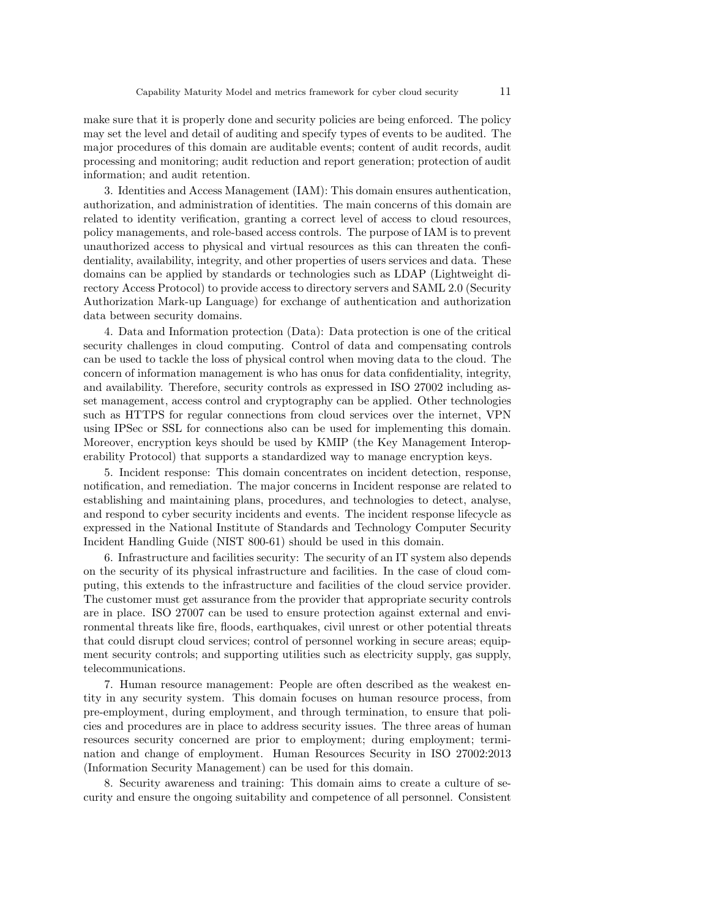make sure that it is properly done and security policies are being enforced. The policy may set the level and detail of auditing and specify types of events to be audited. The major procedures of this domain are auditable events; content of audit records, audit processing and monitoring; audit reduction and report generation; protection of audit information; and audit retention.

3. Identities and Access Management (IAM): This domain ensures authentication, authorization, and administration of identities. The main concerns of this domain are related to identity verification, granting a correct level of access to cloud resources, policy managements, and role-based access controls. The purpose of IAM is to prevent unauthorized access to physical and virtual resources as this can threaten the confidentiality, availability, integrity, and other properties of users services and data. These domains can be applied by standards or technologies such as LDAP (Lightweight directory Access Protocol) to provide access to directory servers and SAML 2.0 (Security Authorization Mark-up Language) for exchange of authentication and authorization data between security domains.

4. Data and Information protection (Data): Data protection is one of the critical security challenges in cloud computing. Control of data and compensating controls can be used to tackle the loss of physical control when moving data to the cloud. The concern of information management is who has onus for data confidentiality, integrity, and availability. Therefore, security controls as expressed in ISO 27002 including asset management, access control and cryptography can be applied. Other technologies such as HTTPS for regular connections from cloud services over the internet, VPN using IPSec or SSL for connections also can be used for implementing this domain. Moreover, encryption keys should be used by KMIP (the Key Management Interoperability Protocol) that supports a standardized way to manage encryption keys.

5. Incident response: This domain concentrates on incident detection, response, notification, and remediation. The major concerns in Incident response are related to establishing and maintaining plans, procedures, and technologies to detect, analyse, and respond to cyber security incidents and events. The incident response lifecycle as expressed in the National Institute of Standards and Technology Computer Security Incident Handling Guide (NIST 800-61) should be used in this domain.

6. Infrastructure and facilities security: The security of an IT system also depends on the security of its physical infrastructure and facilities. In the case of cloud computing, this extends to the infrastructure and facilities of the cloud service provider. The customer must get assurance from the provider that appropriate security controls are in place. ISO 27007 can be used to ensure protection against external and environmental threats like fire, floods, earthquakes, civil unrest or other potential threats that could disrupt cloud services; control of personnel working in secure areas; equipment security controls; and supporting utilities such as electricity supply, gas supply, telecommunications.

7. Human resource management: People are often described as the weakest entity in any security system. This domain focuses on human resource process, from pre-employment, during employment, and through termination, to ensure that policies and procedures are in place to address security issues. The three areas of human resources security concerned are prior to employment; during employment; termination and change of employment. Human Resources Security in ISO 27002:2013 (Information Security Management) can be used for this domain.

8. Security awareness and training: This domain aims to create a culture of security and ensure the ongoing suitability and competence of all personnel. Consistent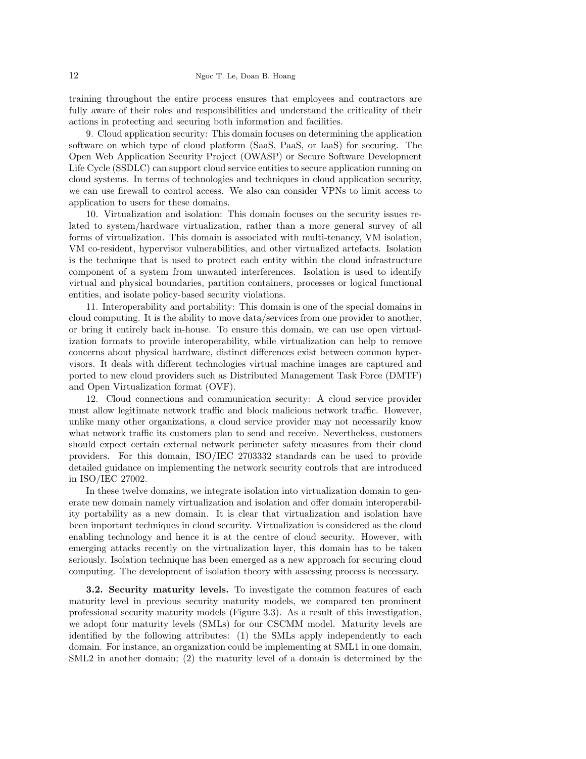training throughout the entire process ensures that employees and contractors are fully aware of their roles and responsibilities and understand the criticality of their actions in protecting and securing both information and facilities.

9. Cloud application security: This domain focuses on determining the application software on which type of cloud platform (SaaS, PaaS, or IaaS) for securing. The Open Web Application Security Project (OWASP) or Secure Software Development Life Cycle (SSDLC) can support cloud service entities to secure application running on cloud systems. In terms of technologies and techniques in cloud application security, we can use firewall to control access. We also can consider VPNs to limit access to application to users for these domains.

10. Virtualization and isolation: This domain focuses on the security issues related to system/hardware virtualization, rather than a more general survey of all forms of virtualization. This domain is associated with multi-tenancy, VM isolation, VM co-resident, hypervisor vulnerabilities, and other virtualized artefacts. Isolation is the technique that is used to protect each entity within the cloud infrastructure component of a system from unwanted interferences. Isolation is used to identify virtual and physical boundaries, partition containers, processes or logical functional entities, and isolate policy-based security violations.

11. Interoperability and portability: This domain is one of the special domains in cloud computing. It is the ability to move data/services from one provider to another, or bring it entirely back in-house. To ensure this domain, we can use open virtualization formats to provide interoperability, while virtualization can help to remove concerns about physical hardware, distinct differences exist between common hypervisors. It deals with different technologies virtual machine images are captured and ported to new cloud providers such as Distributed Management Task Force (DMTF) and Open Virtualization format (OVF).

12. Cloud connections and communication security: A cloud service provider must allow legitimate network traffic and block malicious network traffic. However, unlike many other organizations, a cloud service provider may not necessarily know what network traffic its customers plan to send and receive. Nevertheless, customers should expect certain external network perimeter safety measures from their cloud providers. For this domain, ISO/IEC 2703332 standards can be used to provide detailed guidance on implementing the network security controls that are introduced in ISO/IEC 27002.

In these twelve domains, we integrate isolation into virtualization domain to generate new domain namely virtualization and isolation and offer domain interoperability portability as a new domain. It is clear that virtualization and isolation have been important techniques in cloud security. Virtualization is considered as the cloud enabling technology and hence it is at the centre of cloud security. However, with emerging attacks recently on the virtualization layer, this domain has to be taken seriously. Isolation technique has been emerged as a new approach for securing cloud computing. The development of isolation theory with assessing process is necessary.

**3.2. Security maturity levels.** To investigate the common features of each maturity level in previous security maturity models, we compared ten prominent professional security maturity models (Figure 3.3). As a result of this investigation, we adopt four maturity levels (SMLs) for our CSCMM model. Maturity levels are identified by the following attributes: (1) the SMLs apply independently to each domain. For instance, an organization could be implementing at SML1 in one domain, SML2 in another domain; (2) the maturity level of a domain is determined by the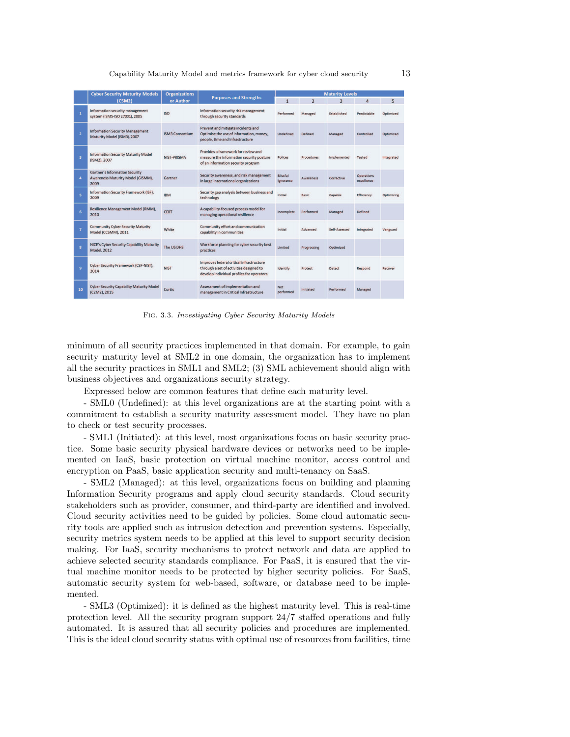| | Cyber Security Maturity Models (CSM2) | Organizations or Author | Purposes and Strengths | Maturity Levels | | | | |
|---|---|---|---|---|---|---|---|---|
| | | | | 1 | 2 | 3 | 4 | 5 |
| 1 | Information security management system (ISMS-ISO 27001), 2005 | ISO | Information security risk management through security standards | Performed | Managed | Established | Predictable | Optimized |
| 2 | Information Security Management Maturity Model (ISM3), 2007 | ISM3 Consortium | Prevent and mitigate incidents and Optimise the use of information, money, people, time and infrastructure | Undefined | Defined | Managed | Controlled | Optimized |
| 3 | Information Security Maturity Model (ISM2), 2007 | NIST-PRISMA | Provides a framework for review and measure the information security posture of an information security program | Polices | Procedures | Implemented | Tested | Integrated |
| 4 | Gartner's Information Security Awareness Maturity Model (GISMM), 2009 | Gartner | Security awareness, and risk management in large international organizations | Blissful ignorance | Awareness | Corrective | Operations excellence | |
| 5 | Information Security Framework (ISF), 2009 | IBM | Security gap analysis between business and technology | Initial | Basic | Capable | Efficiency | Optimizing |
| 6 | Resilience Management Model (RMM), 2010 | CERT | A capability-focused process model for managing operational resilience | Incomplete | Performed | Managed | Defined | |
| 7 | Community Cyber Security Maturity Model (CCSMM), 2011 | White | Community effort and communication capability in communities | Initial | Advanced | Self-Assessed | Integrated | Vanguard |
| 8 | NICE's Cyber Security Capability Maturity Model, 2012 | The US DHS | Workforce planning for cyber security best practices | Limited | Progressing | Optimized | | |
| 9 | Cyber Security Framework (CSF-NIST), 2014 | NIST | Improves federal critical infrastructure through a set of activities designed to develop individual profiles for operators | Identify | Protect | Detect | Respond | Recover |
| 10 | Cyber Security Capability Maturity Model (C2M2), 2015 | Curtis | Assessment of implementation and management in Critical Infrastructure | Not performed | Initiated | Performed | Managed | |

FIG. 3.3. *Investigating Cyber Security Maturity Models*

minimum of all security practices implemented in that domain. For example, to gain security maturity level at SML2 in one domain, the organization has to implement all the security practices in SML1 and SML2; (3) SML achievement should align with business objectives and organizations security strategy.

Expressed below are common features that define each maturity level.

- SML0 (Undefined): at this level organizations are at the starting point with a commitment to establish a security maturity assessment model. They have no plan to check or test security processes.

- SML1 (Initiated): at this level, most organizations focus on basic security practice. Some basic security physical hardware devices or networks need to be implemented on IaaS, basic protection on virtual machine monitor, access control and encryption on PaaS, basic application security and multi-tenancy on SaaS.

- SML2 (Managed): at this level, organizations focus on building and planning Information Security programs and apply cloud security standards. Cloud security stakeholders such as provider, consumer, and third-party are identified and involved. Cloud security activities need to be guided by policies. Some cloud automatic security tools are applied such as intrusion detection and prevention systems. Especially, security metrics system needs to be applied at this level to support security decision making. For IaaS, security mechanisms to protect network and data are applied to achieve selected security standards compliance. For PaaS, it is ensured that the virtual machine monitor needs to be protected by higher security policies. For SaaS, automatic security system for web-based, software, or database need to be implemented.

- SML3 (Optimized): it is defined as the highest maturity level. This is real-time protection level. All the security program support 24/7 staffed operations and fully automated. It is assured that all security policies and procedures are implemented. This is the ideal cloud security status with optimal use of resources from facilities, time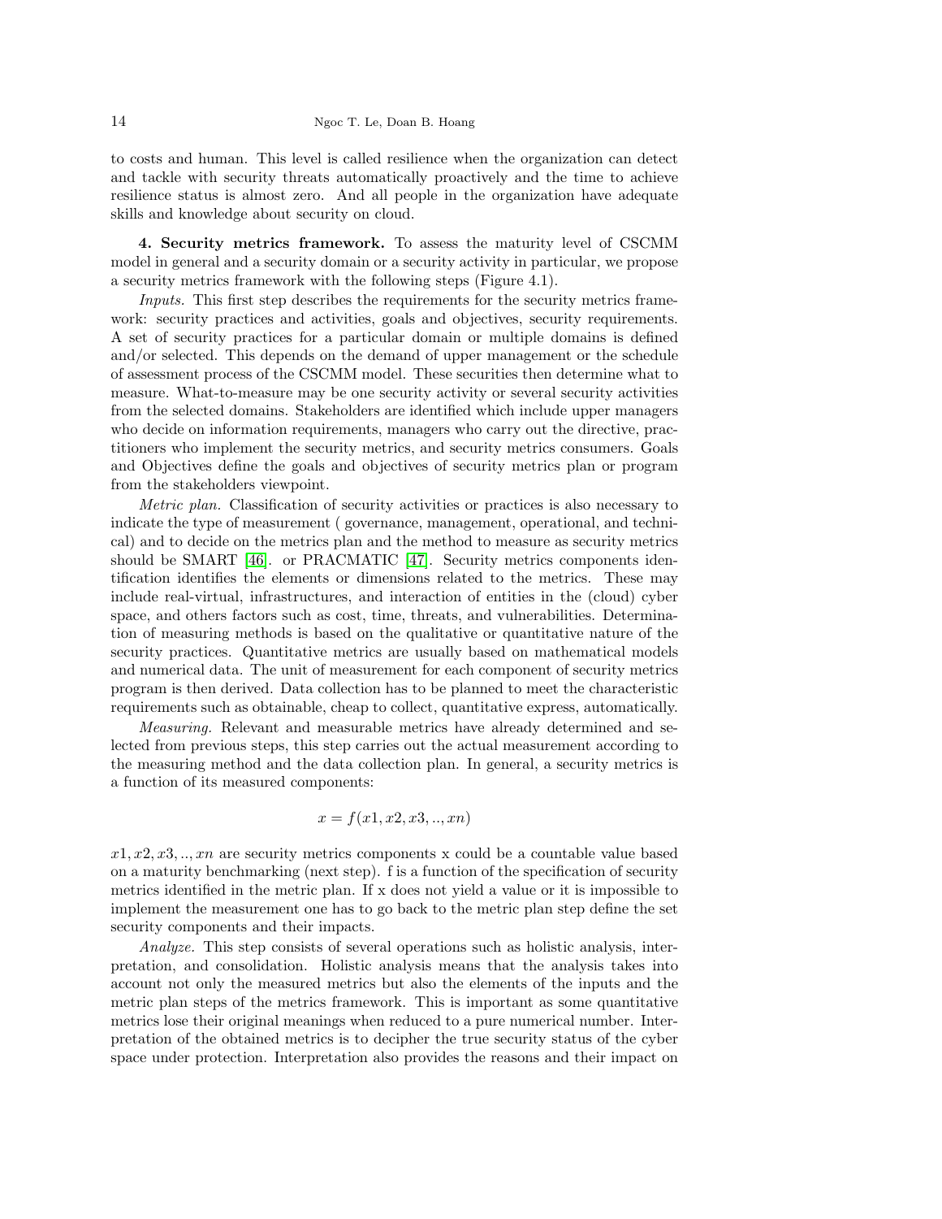to costs and human. This level is called resilience when the organization can detect and tackle with security threats automatically proactively and the time to achieve resilience status is almost zero. And all people in the organization have adequate skills and knowledge about security on cloud.

**4. Security metrics framework.** To assess the maturity level of CSCMM model in general and a security domain or a security activity in particular, we propose a security metrics framework with the following steps (Figure 4.1).

*Inputs.* This first step describes the requirements for the security metrics framework: security practices and activities, goals and objectives, security requirements. A set of security practices for a particular domain or multiple domains is defined and/or selected. This depends on the demand of upper management or the schedule of assessment process of the CSCMM model. These securities then determine what to measure. What-to-measure may be one security activity or several security activities from the selected domains. Stakeholders are identified which include upper managers who decide on information requirements, managers who carry out the directive, practitioners who implement the security metrics, and security metrics consumers. Goals and Objectives define the goals and objectives of security metrics plan or program from the stakeholders viewpoint.

*Metric plan.* Classification of security activities or practices is also necessary to indicate the type of measurement ( governance, management, operational, and technical) and to decide on the metrics plan and the method to measure as security metrics should be SMART [46]. or PRACMATIC [47]. Security metrics components identification identifies the elements or dimensions related to the metrics. These may include real-virtual, infrastructures, and interaction of entities in the (cloud) cyber space, and others factors such as cost, time, threats, and vulnerabilities. Determination of measuring methods is based on the qualitative or quantitative nature of the security practices. Quantitative metrics are usually based on mathematical models and numerical data. The unit of measurement for each component of security metrics program is then derived. Data collection has to be planned to meet the characteristic requirements such as obtainable, cheap to collect, quantitative express, automatically.

*Measuring.* Relevant and measurable metrics have already determined and selected from previous steps, this step carries out the actual measurement according to the measuring method and the data collection plan. In general, a security metrics is a function of its measured components:

$$x = f(x1, x2, x3, .., xn)$$

$x1, x2, x3, .., xn$ are security metrics components x could be a countable value based on a maturity benchmarking (next step). f is a function of the specification of security metrics identified in the metric plan. If x does not yield a value or it is impossible to implement the measurement one has to go back to the metric plan step define the set security components and their impacts.

*Analyze.* This step consists of several operations such as holistic analysis, interpretation, and consolidation. Holistic analysis means that the analysis takes into account not only the measured metrics but also the elements of the inputs and the metric plan steps of the metrics framework. This is important as some quantitative metrics lose their original meanings when reduced to a pure numerical number. Interpretation of the obtained metrics is to decipher the true security status of the cyber space under protection. Interpretation also provides the reasons and their impact on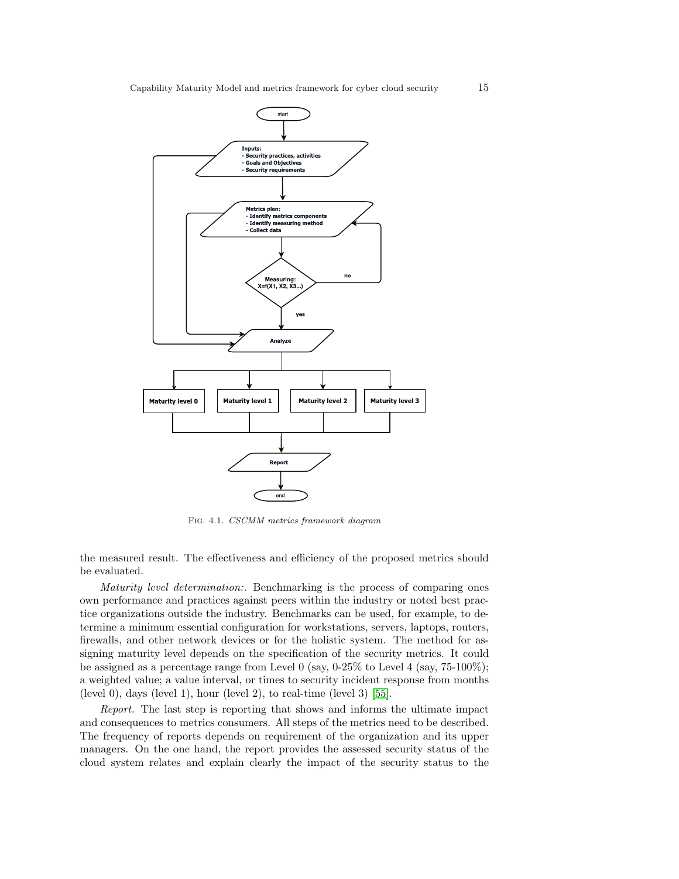Fig. 4.1. *CSCMM metrics framework diagram*

the measured result. The effectiveness and efficiency of the proposed metrics should be evaluated.

*Maturity level determination:.* Benchmarking is the process of comparing ones own performance and practices against peers within the industry or noted best practice organizations outside the industry. Benchmarks can be used, for example, to determine a minimum essential configuration for workstations, servers, laptops, routers, firewalls, and other network devices or for the holistic system. The method for assigning maturity level depends on the specification of the security metrics. It could be assigned as a percentage range from Level 0 (say, 0-25% to Level 4 (say, 75-100%); a weighted value; a value interval, or times to security incident response from months (level 0), days (level 1), hour (level 2), to real-time (level 3) [55].

*Report.* The last step is reporting that shows and informs the ultimate impact and consequences to metrics consumers. All steps of the metrics need to be described. The frequency of reports depends on requirement of the organization and its upper managers. On the one hand, the report provides the assessed security status of the cloud system relates and explain clearly the impact of the security status to the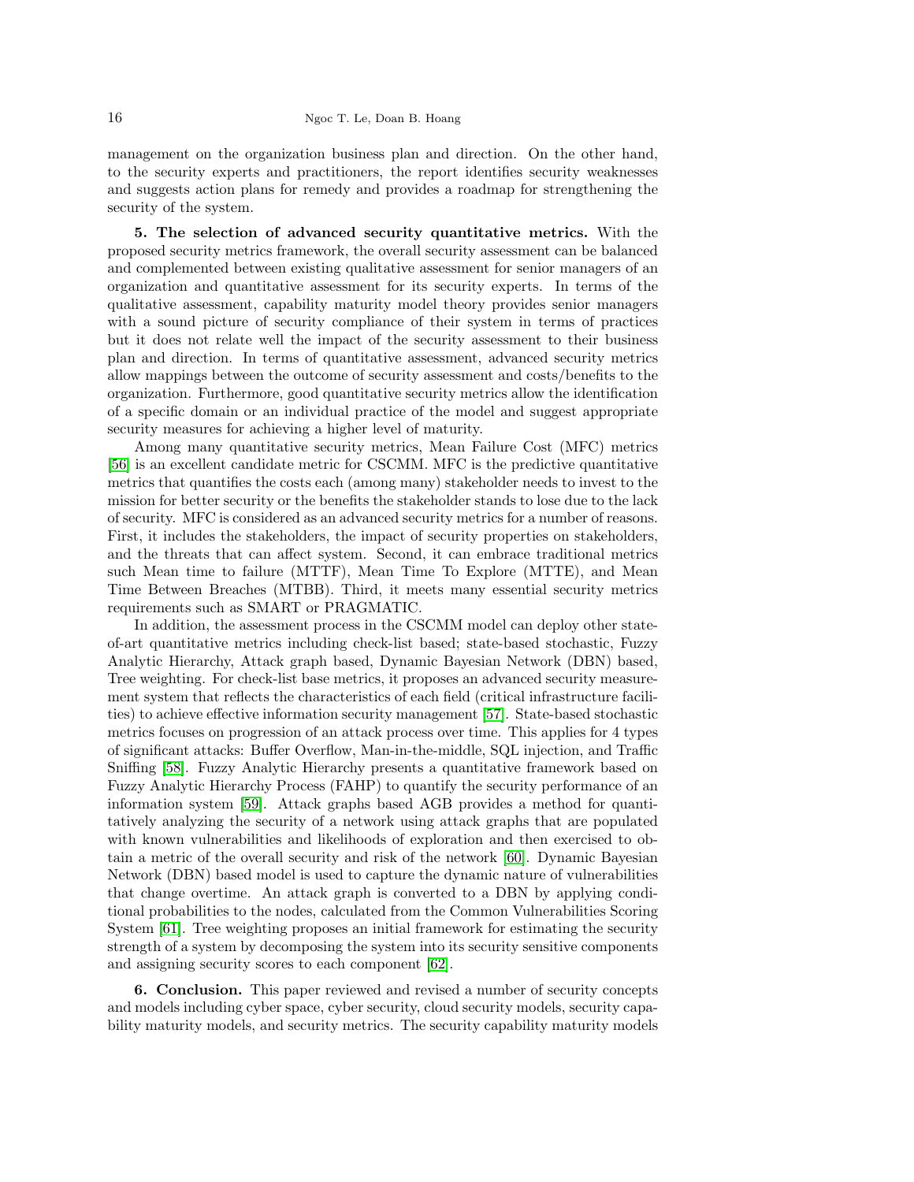management on the organization business plan and direction. On the other hand, to the security experts and practitioners, the report identifies security weaknesses and suggests action plans for remedy and provides a roadmap for strengthening the security of the system.

**5. The selection of advanced security quantitative metrics.** With the proposed security metrics framework, the overall security assessment can be balanced and complemented between existing qualitative assessment for senior managers of an organization and quantitative assessment for its security experts. In terms of the qualitative assessment, capability maturity model theory provides senior managers with a sound picture of security compliance of their system in terms of practices but it does not relate well the impact of the security assessment to their business plan and direction. In terms of quantitative assessment, advanced security metrics allow mappings between the outcome of security assessment and costs/benefits to the organization. Furthermore, good quantitative security metrics allow the identification of a specific domain or an individual practice of the model and suggest appropriate security measures for achieving a higher level of maturity.

Among many quantitative security metrics, Mean Failure Cost (MFC) metrics [56] is an excellent candidate metric for CSCMM. MFC is the predictive quantitative metrics that quantifies the costs each (among many) stakeholder needs to invest to the mission for better security or the benefits the stakeholder stands to lose due to the lack of security. MFC is considered as an advanced security metrics for a number of reasons. First, it includes the stakeholders, the impact of security properties on stakeholders, and the threats that can affect system. Second, it can embrace traditional metrics such Mean time to failure (MTTF), Mean Time To Explore (MTTE), and Mean Time Between Breaches (MTBB). Third, it meets many essential security metrics requirements such as SMART or PRAGMATIC.

In addition, the assessment process in the CSCMM model can deploy other state-of-art quantitative metrics including check-list based; state-based stochastic, Fuzzy Analytic Hierarchy, Attack graph based, Dynamic Bayesian Network (DBN) based, Tree weighting. For check-list base metrics, it proposes an advanced security measurement system that reflects the characteristics of each field (critical infrastructure facilities) to achieve effective information security management [57]. State-based stochastic metrics focuses on progression of an attack process over time. This applies for 4 types of significant attacks: Buffer Overflow, Man-in-the-middle, SQL injection, and Traffic Sniffing [58]. Fuzzy Analytic Hierarchy presents a quantitative framework based on Fuzzy Analytic Hierarchy Process (FAHP) to quantify the security performance of an information system [59]. Attack graphs based AGB provides a method for quantitatively analyzing the security of a network using attack graphs that are populated with known vulnerabilities and likelihoods of exploration and then exercised to obtain a metric of the overall security and risk of the network [60]. Dynamic Bayesian Network (DBN) based model is used to capture the dynamic nature of vulnerabilities that change overtime. An attack graph is converted to a DBN by applying conditional probabilities to the nodes, calculated from the Common Vulnerabilities Scoring System [61]. Tree weighting proposes an initial framework for estimating the security strength of a system by decomposing the system into its security sensitive components and assigning security scores to each component [62].

**6. Conclusion.** This paper reviewed and revised a number of security concepts and models including cyber space, cyber security, cloud security models, security capability maturity models, and security metrics. The security capability maturity models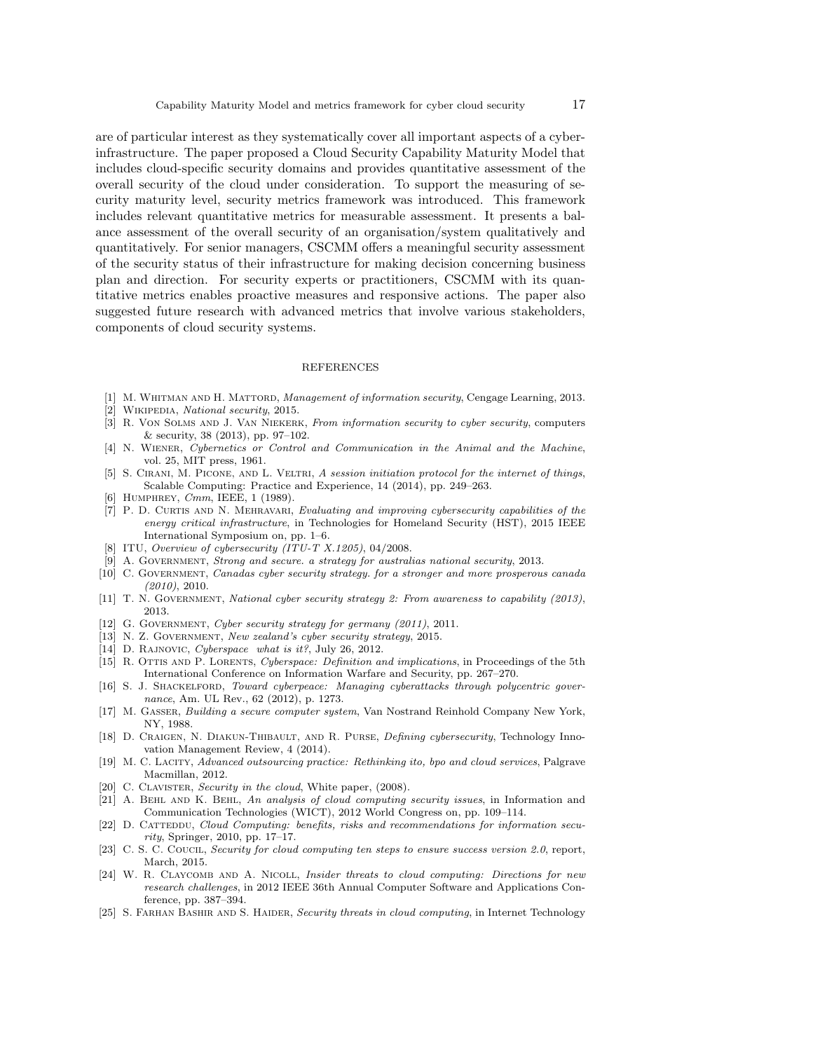are of particular interest as they systematically cover all important aspects of a cyber-infrastructure. The paper proposed a Cloud Security Capability Maturity Model that includes cloud-specific security domains and provides quantitative assessment of the overall security of the cloud under consideration. To support the measuring of security maturity level, security metrics framework was introduced. This framework includes relevant quantitative metrics for measurable assessment. It presents a balance assessment of the overall security of an organisation/system qualitatively and quantitatively. For senior managers, CSCMM offers a meaningful security assessment of the security status of their infrastructure for making decision concerning business plan and direction. For security experts or practitioners, CSCMM with its quantitative metrics enables proactive measures and responsive actions. The paper also suggested future research with advanced metrics that involve various stakeholders, components of cloud security systems.

## REFERENCES

[1] M. Whitman and H. Mattord, *Management of information security*, Cengage Learning, 2013.

[2] Wikipedia, *National security*, 2015.

[3] R. Von Solms and J. Van Niekerk, *From information security to cyber security*, computers & security, 38 (2013), pp. 97–102.

[4] N. Wiener, *Cybernetics or Control and Communication in the Animal and the Machine*, vol. 25, MIT press, 1961.

[5] S. Cirani, M. Picone, and L. Veltri, *A session initiation protocol for the internet of things*, Scalable Computing: Practice and Experience, 14 (2014), pp. 249–263.

[6] Humphrey, *Cmm*, IEEE, 1 (1989).

[7] P. D. Curtis and N. Mehravari, *Evaluating and improving cybersecurity capabilities of the energy critical infrastructure*, in Technologies for Homeland Security (HST), 2015 IEEE International Symposium on, pp. 1–6.

[8] ITU, *Overview of cybersecurity (ITU-T X.1205)*, 04/2008.

[9] A. Government, *Strong and secure. a strategy for australias national security*, 2013.

[10] C. Government, *Canadas cyber security strategy. for a stronger and more prosperous canada (2010)*, 2010.

[11] T. N. Government, *National cyber security strategy 2: From awareness to capability (2013)*, 2013.

[12] G. Government, *Cyber security strategy for germany (2011)*, 2011.

[13] N. Z. Government, *New zealand's cyber security strategy*, 2015.

[14] D. Rajnovic, *Cyberspace what is it?*, July 26, 2012.

[15] R. Ottis and P. Lorents, *Cyberspace: Definition and implications*, in Proceedings of the 5th International Conference on Information Warfare and Security, pp. 267–270.

[16] S. J. Shackelford, *Toward cyberpeace: Managing cyberattacks through polycentric governance*, Am. UL Rev., 62 (2012), p. 1273.

[17] M. Gasser, *Building a secure computer system*, Van Nostrand Reinhold Company New York, NY, 1988.

[18] D. Craigen, N. Diakun-Thibault, and R. Purse, *Defining cybersecurity*, Technology Innovation Management Review, 4 (2014).

[19] M. C. Lacity, *Advanced outsourcing practice: Rethinking ito, bpo and cloud services*, Palgrave Macmillan, 2012.

[20] C. Clavister, *Security in the cloud*, White paper, (2008).

[21] A. Behl and K. Behl, *An analysis of cloud computing security issues*, in Information and Communication Technologies (WICT), 2012 World Congress on, pp. 109–114.

[22] D. Catteddu, *Cloud Computing: benefits, risks and recommendations for information security*, Springer, 2010, pp. 17–17.

[23] C. S. C. Coucil, *Security for cloud computing ten steps to ensure success version 2.0*, report, March, 2015.

[24] W. R. Claycomb and A. Nicoll, *Insider threats to cloud computing: Directions for new research challenges*, in 2012 IEEE 36th Annual Computer Software and Applications Conference, pp. 387–394.

[25] S. Farhan Bashir and S. Haider, *Security threats in cloud computing*, in Internet Technology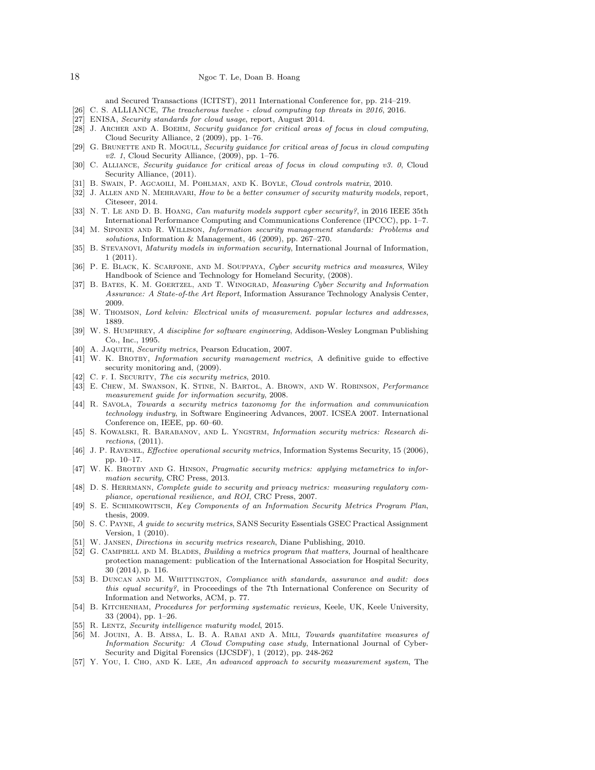and Secured Transactions (ICITST), 2011 International Conference for, pp. 214–219.

[26] C. S. ALLIANCE, *The treacherous twelve - cloud computing top threats in 2016*, 2016.

[27] ENISA, *Security standards for cloud usage*, report, August 2014.

[28] J. Archer and A. Boehm, *Security guidance for critical areas of focus in cloud computing*, Cloud Security Alliance, 2 (2009), pp. 1–76.

[29] G. Brunette and R. Mogull, *Security guidance for critical areas of focus in cloud computing v2. 1*, Cloud Security Alliance, (2009), pp. 1–76.

[30] C. Alliance, *Security guidance for critical areas of focus in cloud computing v3. 0*, Cloud Security Alliance, (2011).

[31] B. Swain, P. Agcaoili, M. Pohlman, and K. Boyle, *Cloud controls matrix*, 2010.

[32] J. Allen and N. Mehravari, *How to be a better consumer of security maturity models*, report, Citeseer, 2014.

[33] N. T. Le and D. B. Hoang, *Can maturity models support cyber security?*, in 2016 IEEE 35th International Performance Computing and Communications Conference (IPCCC), pp. 1–7.

[34] M. Siponen and R. Willison, *Information security management standards: Problems and solutions*, Information & Management, 46 (2009), pp. 267–270.

[35] B. Stevanovi, *Maturity models in information security*, International Journal of Information, 1 (2011).

[36] P. E. Black, K. Scarfone, and M. Souppaya, *Cyber security metrics and measures*, Wiley Handbook of Science and Technology for Homeland Security, (2008).

[37] B. Bates, K. M. Goertzel, and T. Winograd, *Measuring Cyber Security and Information Assurance: A State-of-the Art Report*, Information Assurance Technology Analysis Center, 2009.

[38] W. Thomson, *Lord kelvin: Electrical units of measurement. popular lectures and addresses*, 1889.

[39] W. S. Humphrey, *A discipline for software engineering*, Addison-Wesley Longman Publishing Co., Inc., 1995.

[40] A. Jaquith, *Security metrics*, Pearson Education, 2007.

[41] W. K. Brotby, *Information security management metrics*, A definitive guide to effective security monitoring and, (2009).

[42] C. f. I. Security, *The cis security metrics*, 2010.

[43] E. Chew, M. Swanson, K. Stine, N. Bartol, A. Brown, and W. Robinson, *Performance measurement guide for information security*, 2008.

[44] R. Savola, *Towards a security metrics taxonomy for the information and communication technology industry*, in Software Engineering Advances, 2007. ICSEA 2007. International Conference on, IEEE, pp. 60–60.

[45] S. Kowalski, R. Barabanov, and L. Yngstrm, *Information security metrics: Research directions*, (2011).

[46] J. P. Ravenel, *Effective operational security metrics*, Information Systems Security, 15 (2006), pp. 10–17.

[47] W. K. Brotby and G. Hinson, *Pragmatic security metrics: applying metametrics to information security*, CRC Press, 2013.

[48] D. S. Herrmann, *Complete guide to security and privacy metrics: measuring regulatory compliance, operational resilience, and ROI*, CRC Press, 2007.

[49] S. E. Schimkowitsch, *Key Components of an Information Security Metrics Program Plan*, thesis, 2009.

[50] S. C. Payne, *A guide to security metrics*, SANS Security Essentials GSEC Practical Assignment Version, 1 (2010).

[51] W. Jansen, *Directions in security metrics research*, Diane Publishing, 2010.

[52] G. Campbell and M. Blades, *Building a metrics program that matters*, Journal of healthcare protection management: publication of the International Association for Hospital Security, 30 (2014), p. 116.

[53] B. Duncan and M. Whittington, *Compliance with standards, assurance and audit: does this equal security?*, in Proceedings of the 7th International Conference on Security of Information and Networks, ACM, p. 77.

[54] B. Kitchenham, *Procedures for performing systematic reviews*, Keele, UK, Keele University, 33 (2004), pp. 1–26.

[55] R. Lentz, *Security intelligence maturity model*, 2015.

[56] M. Jouini, A. B. Aissa, L. B. A. Rabai and A. Mili, *Towards quantitative measures of Information Security: A Cloud Computing case study*, International Journal of Cyber-Security and Digital Forensics (IJCSDF), 1 (2012), pp. 248-262

[57] Y. You, I. Cho, and K. Lee, *An advanced approach to security measurement system*, The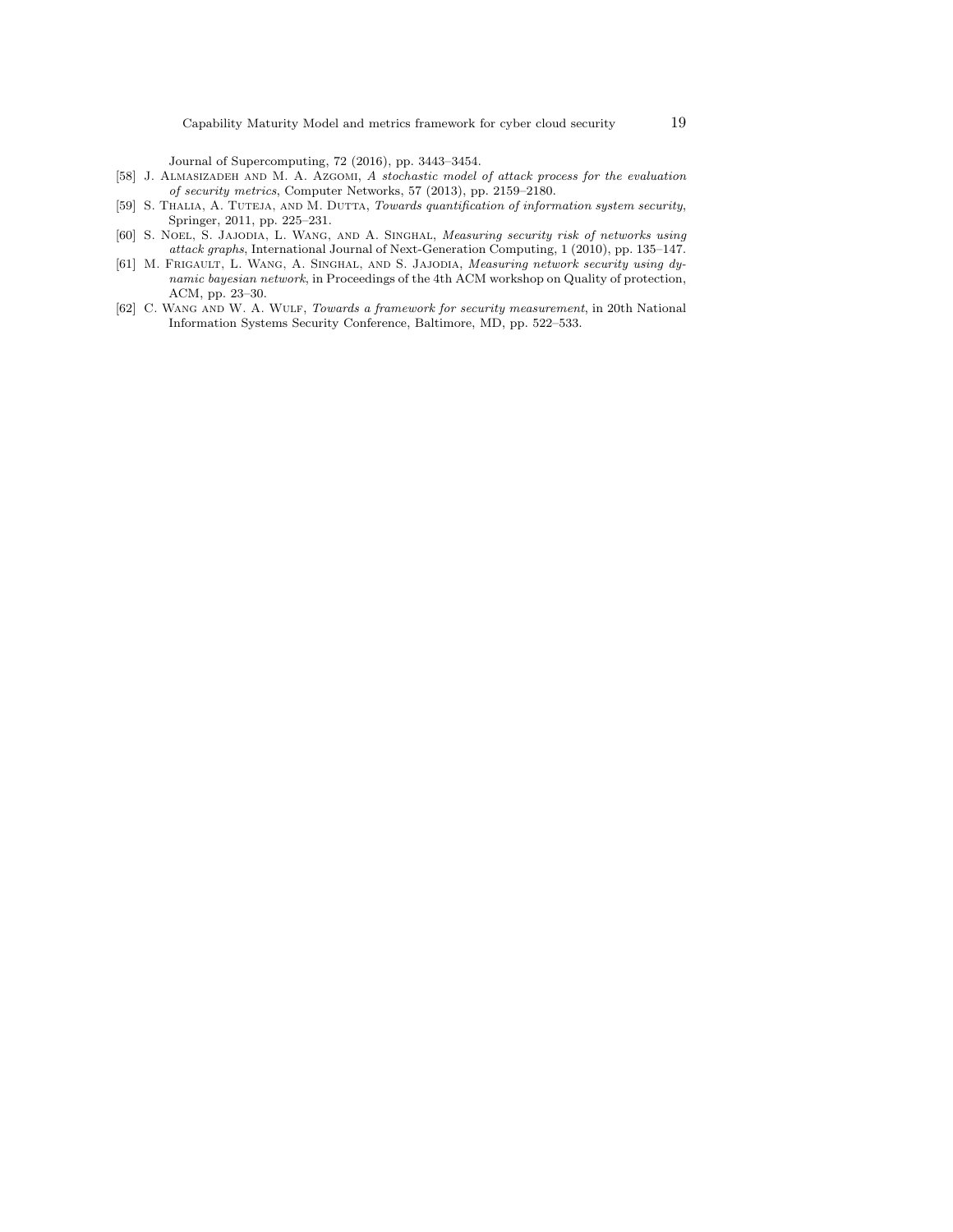Journal of Supercomputing, 72 (2016), pp. 3443–3454.

[58] J. Almasizadeh and M. A. Azgomi, *A stochastic model of attack process for the evaluation of security metrics*, Computer Networks, 57 (2013), pp. 2159–2180.

[59] S. Thalia, A. Tuteja, and M. Dutta, *Towards quantification of information system security*, Springer, 2011, pp. 225–231.

[60] S. Noel, S. Jajodia, L. Wang, and A. Singhal, *Measuring security risk of networks using attack graphs*, International Journal of Next-Generation Computing, 1 (2010), pp. 135–147.

[61] M. Frigault, L. Wang, A. Singhal, and S. Jajodia, *Measuring network security using dynamic bayesian network*, in Proceedings of the 4th ACM workshop on Quality of protection, ACM, pp. 23–30.

[62] C. Wang and W. A. Wulf, *Towards a framework for security measurement*, in 20th National Information Systems Security Conference, Baltimore, MD, pp. 522–533.